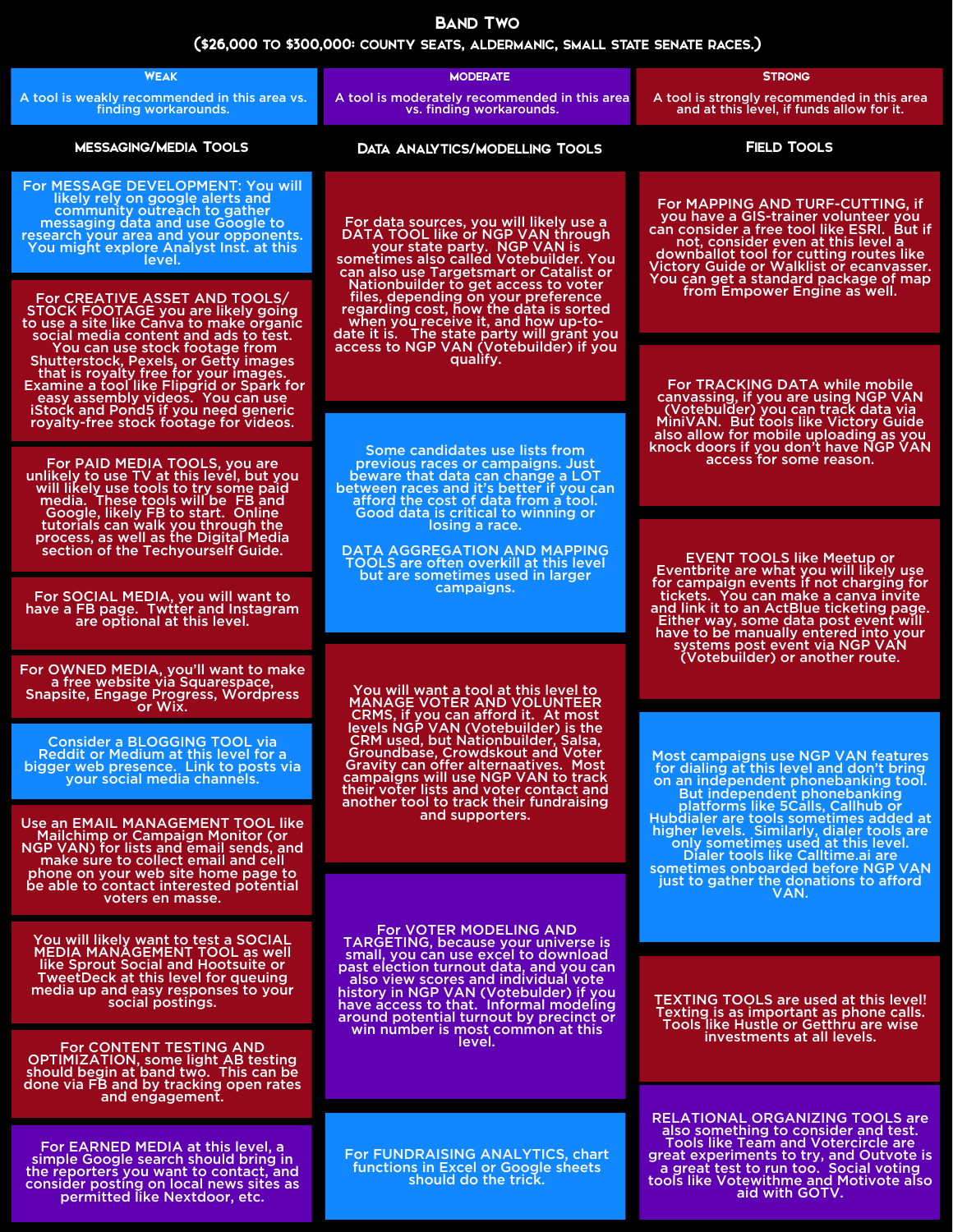# Band Two

## ($26,000 to $300,000: county seats, aldermanic, small state senate races.)

| Weak | Moderate | Strong |
|---|---|---|
| A tool is weakly recommended in this area vs. finding workarounds. | A tool is moderately recommended in this area vs. finding workarounds. | A tool is strongly recommended in this area and at this level, if funds allow for it. |

### Messaging/Media Tools

- **[Weak]** For MESSAGE DEVELOPMENT: You will likely rely on google alerts and community outreach to gather messaging data and use Google to research your area and your opponents. You might explore Analyst Inst. at this level.
- **[Strong]** For CREATIVE ASSET AND TOOLS/ STOCK FOOTAGE you are likely going to use a site like Canva to make organic social media content and ads to test. You can use stock footage from Shutterstock, Pexels, or Getty images that is royalty free for your images. Examine a tool like Flipgrid or Spark for easy assembly videos. You can use iStock and Pond5 if you need generic royalty-free stock footage for videos.
- **[Strong]** For PAID MEDIA TOOLS, you are unlikely to use TV at this level, but you will likely use tools to try some paid media. These tools will be FB and Google, likely FB to start. Online tutorials can walk you through the process, as well as the Digital Media section of the Techyourself Guide.
- **[Strong]** For SOCIAL MEDIA, you will want to have a FB page. Twtter and Instagram are optional at this level.
- **[Strong]** For OWNED MEDIA, you'll want to make a free website via Squarespace, Snapsite, Engage Progress, Wordpress or Wix.
- **[Weak]** Consider a BLOGGING TOOL via Reddit or Medium at this level for a bigger web presence. Link to posts via your social media channels.
- **[Strong]** Use an EMAIL MANAGEMENT TOOL like Mailchimp or Campaign Monitor (or NGP VAN) for lists and email sends, and make sure to collect email and cell phone on your web site home page to be able to contact interested potential voters en masse.
- **[Strong]** You will likely want to test a SOCIAL MEDIA MANAGEMENT TOOL as well like Sprout Social and Hootsuite or TweetDeck at this level for queuing media up and easy responses to your social postings.
- **[Strong]** For CONTENT TESTING AND OPTIMIZATION, some light AB testing should begin at band two. This can be done via FB and by tracking open rates and engagement.
- **[Moderate]** For EARNED MEDIA at this level, a simple Google search should bring in the reporters you want to contact, and consider posting on local news sites as permitted like Nextdoor, etc.

### Data Analytics/Modelling Tools

- **[Strong]** For data sources, you will likely use a DATA TOOL like or NGP VAN through your state party. NGP VAN is sometimes also called Votebuilder. You can also use Targetsmart or Catalist or Nationbuilder to get access to voter files, depending on your preference regarding cost, how the data is sorted when you receive it, and how up-to-date it is. The state party will grant you access to NGP VAN (Votebuilder) if you qualify.
- **[Weak]** Some candidates use lists from previous races or campaigns. Just beware that data can change a LOT between races and it's better if you can afford the cost of data from a tool. Good data is critical to winning or losing a race.

  DATA AGGREGATION AND MAPPING TOOLS are often overkill at this level but are sometimes used in larger campaigns.
- **[Strong]** You will want a tool at this level to MANAGE VOTER AND VOLUNTEER CRMS, if you can afford it. At most levels NGP VAN (Votebuilder) is the CRM used, but Nationbuilder, Salsa, Groundbase, Crowdskout and Voter Gravity can offer alternaatives. Most campaigns will use NGP VAN to track their voter lists and voter contact and another tool to track their fundraising and supporters.
- **[Moderate]** For VOTER MODELING AND TARGETING, because your universe is small, you can use excel to download past election turnout data, and you can also view scores and individual vote history in NGP VAN (Votebuilder) if you have access to that. Informal modeling around potential turnout by precinct or win number is most common at this level.
- **[Weak]** For FUNDRAISING ANALYTICS, chart functions in Excel or Google sheets should do the trick.

### Field Tools

- **[Strong]** For MAPPING AND TURF-CUTTING, if you have a GIS-trainer volunteer you can consider a free tool like ESRI. But if not, consider even at this level a downballot tool for cutting routes like Victory Guide or Walklist or ecanvasser. You can get a standard package of map from Empower Engine as well.
- **[Strong]** For TRACKING DATA while mobile canvassing, if you are using NGP VAN (Votebuilder) you can track data via MiniVAN. But tools like Victory Guide also allow for mobile uploading as you knock doors if you don't have NGP VAN access for some reason.
- **[Strong]** EVENT TOOLS like Meetup or Eventbrite are what you will likely use for campaign events if not charging for tickets. You can make a canva invite and link it to an ActBlue ticketing page. Either way, some data post event will have to be manually entered into your systems post event via NGP VAN (Votebuilder) or another route.
- **[Weak]** Most campaigns use NGP VAN features for dialing at this level and don't bring on an independent phonebanking tool. But independent phonebanking platforms like 5Calls, Callhub or Hubdialer are tools sometimes added at higher levels. Similarly, dialer tools are only sometimes used at this level. Dialer tools like Calltime.ai are sometimes onboarded before NGP VAN just to gather the donations to afford VAN.
- **[Strong]** TEXTING TOOLS are used at this level! Texting is as important as phone calls. Tools like Hustle or Getthru are wise investments at all levels.
- **[Moderate]** RELATIONAL ORGANIZING TOOLS are also something to consider and test. Tools like Team and Votercircle are great experiments to try, and Outvote is a great test to run too. Social voting tools like Votewithme and Motivote also aid with GOTV.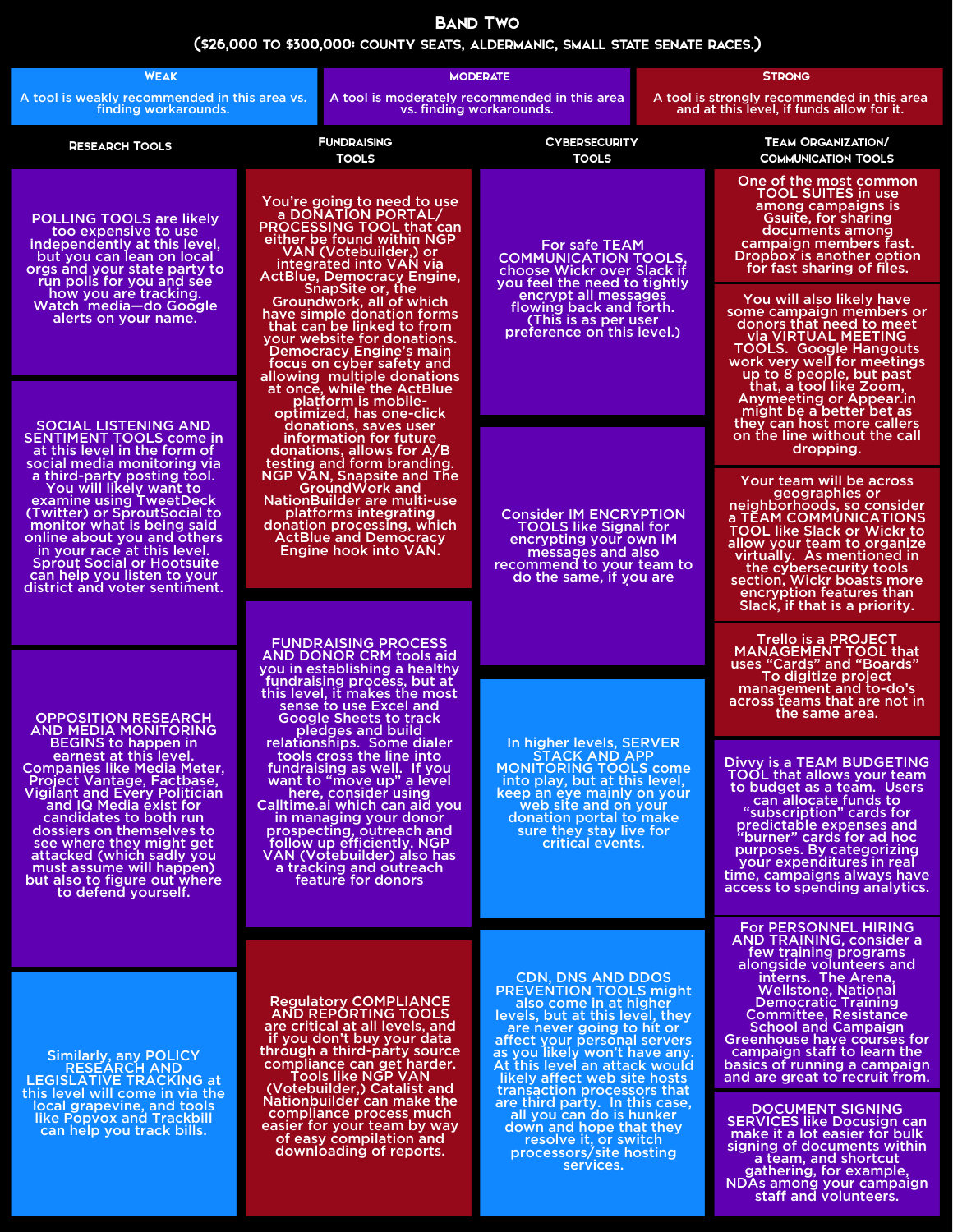# Band Two

## ($26,000 to $300,000: county seats, aldermanic, small state senate races.)

**Weak** — A tool is weakly recommended in this area vs. finding workarounds.

**Moderate** — A tool is moderately recommended in this area vs. finding workarounds.

**Strong** — A tool is strongly recommended in this area and at this level, if funds allow for it.

### Research Tools

POLLING TOOLS are likely too expensive to use independently at this level, but you can lean on local orgs and your state party to run polls for you and see how you are tracking. Watch media—do Google alerts on your name.

SOCIAL LISTENING AND SENTIMENT TOOLS come in at this level in the form of social media monitoring via a third-party posting tool. You will likely want to examine using TweetDeck (Twitter) or SproutSocial to monitor what is being said online about you and others in your race at this level. Sprout Social or Hootsuite can help you listen to your district and voter sentiment.

OPPOSITION RESEARCH AND MEDIA MONITORING BEGINS to happen in earnest at this level. Companies like Media Meter, Project Vantage, Factbase, Vigilant and Every Politician and IQ Media exist for candidates to both run dossiers on themselves to see where they might get attacked (which sadly you must assume will happen) but also to figure out where to defend yourself.

Similarly, any POLICY RESEARCH AND LEGISLATIVE TRACKING at this level will come in via the local grapevine, and tools like Popvox and Trackbill can help you track bills.

### Fundraising Tools

You're going to need to use a DONATION PORTAL/ PROCESSING TOOL that can either be found within NGP VAN (Votebuilder,) or integrated into VAN via ActBlue, Democracy Engine, SnapSite or, the Groundwork, all of which have simple donation forms that can be linked to from your website for donations. Democracy Engine's main focus on cyber safety and allowing multiple donations at once, while the ActBlue platform is mobile-optimized, has one-click donations, saves user information for future donations, allows for A/B testing and form branding. NGP VAN, Snapsite and The GroundWork and NationBuilder are multi-use platforms integrating donation processing, which ActBlue and Democracy Engine hook into VAN.

FUNDRAISING PROCESS AND DONOR CRM tools aid you in establishing a healthy fundraising process, but at this level, it makes the most sense to use Excel and Google Sheets to track pledges and build relationships. Some dialer tools cross the line into fundraising as well. If you want to "move up" a level here, consider using Calltime.ai which can aid you in managing your donor prospecting, outreach and follow up efficiently. NGP VAN (Votebuilder) also has a tracking and outreach feature for donors

Regulatory COMPLIANCE AND REPORTING TOOLS are critical at all levels, and if you don't buy your data through a third-party source compliance can get harder. Tools like NGP VAN (Votebuilder,) Catalist and Nationbuilder can make the compliance process much easier for your team by way of easy compilation and downloading of reports.

### Cybersecurity Tools

For safe TEAM COMMUNICATION TOOLS, choose Wickr over Slack if you feel the need to tightly encrypt all messages flowing back and forth. (This is as per user preference on this level.)

Consider IM ENCRYPTION TOOLS like Signal for encrypting your own IM messages and also recommend to your team to do the same, if you are

In higher levels, SERVER STACK AND APP MONITORING TOOLS come into play, but at this level, keep an eye mainly on your web site and on your donation portal to make sure they stay live for critical events.

CDN, DNS AND DDOS PREVENTION TOOLS might also come in at higher levels, but at this level, they are never going to hit or affect your personal servers as you likely won't have any. At this level an attack would likely affect web site hosts transaction processors that are third party. In this case, all you can do is hunker down and hope that they resolve it, or switch processors/site hosting services.

### Team Organization/ Communication Tools

One of the most common TOOL SUITES in use among campaigns is Gsuite, for sharing documents among campaign members fast. Dropbox is another option for fast sharing of files.

You will also likely have some campaign members or donors that need to meet via VIRTUAL MEETING TOOLS. Google Hangouts work very well for meetings up to 8 people, but past that, a tool like Zoom, Anymeeting or Appear.in might be a better bet as they can host more callers on the line without the call dropping.

Your team will be across geographies or neighborhoods, so consider a TEAM COMMUNICATIONS TOOL like Slack or Wickr to allow your team to organize virtually. As mentioned in the cybersecurity tools section, Wickr boasts more encryption features than Slack, if that is a priority.

Trello is a PROJECT MANAGEMENT TOOL that uses "Cards" and "Boards" To digitize project management and to-do's across teams that are not in the same area.

Divvy is a TEAM BUDGETING TOOL that allows your team to budget as a team. Users can allocate funds to "subscription" cards for predictable expenses and "burner" cards for ad hoc purposes. By categorizing your expenditures in real time, campaigns always have access to spending analytics.

For PERSONNEL HIRING AND TRAINING, consider a few training programs alongside volunteers and interns. The Arena, Wellstone, National Democratic Training Committee, Resistance School and Campaign Greenhouse have courses for campaign staff to learn the basics of running a campaign and are great to recruit from.

DOCUMENT SIGNING SERVICES like Docusign can make it a lot easier for bulk signing of documents within a team, and shortcut gathering, for example, NDAs among your campaign staff and volunteers.